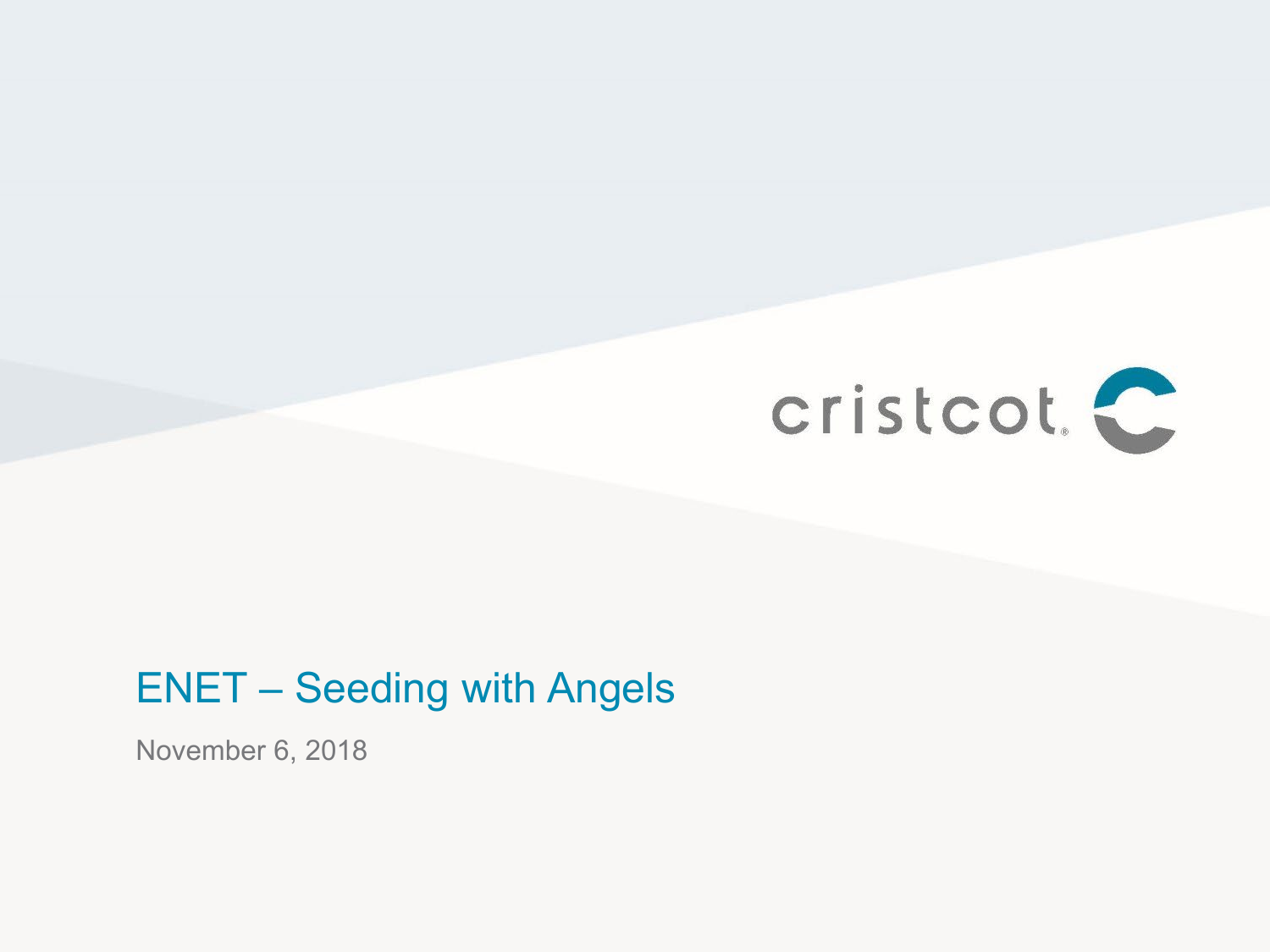cristcot

# ENET – Seeding with Angels

November 6, 2018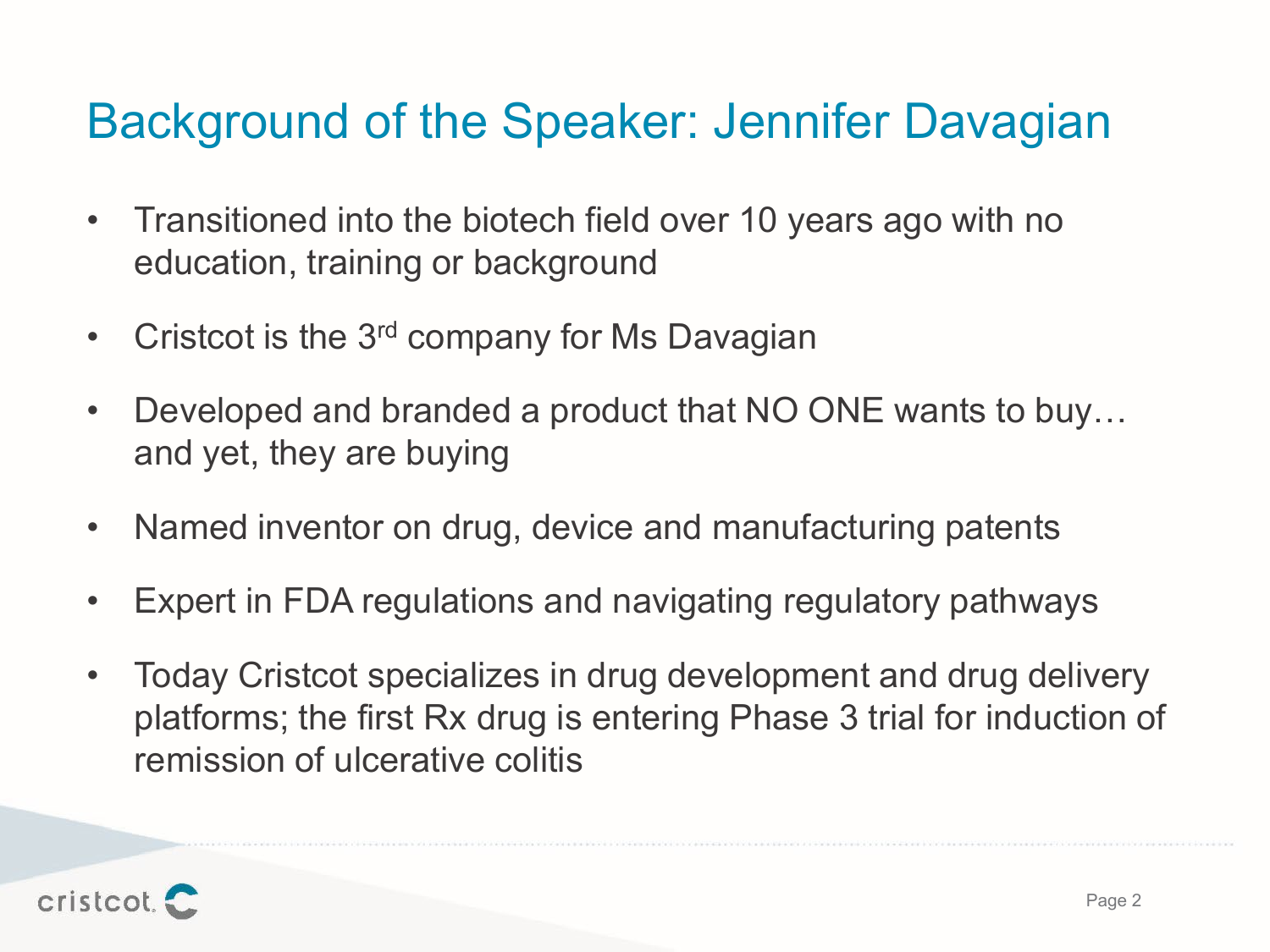# Background of the Speaker: Jennifer Davagian

- Transitioned into the biotech field over 10 years ago with no education, training or background
- Cristcot is the 3rd company for Ms Davagian
- Developed and branded a product that NO ONE wants to buy… and yet, they are buying
- Named inventor on drug, device and manufacturing patents
- Expert in FDA regulations and navigating regulatory pathways
- Today Cristcot specializes in drug development and drug delivery platforms; the first Rx drug is entering Phase 3 trial for induction of remission of ulcerative colitis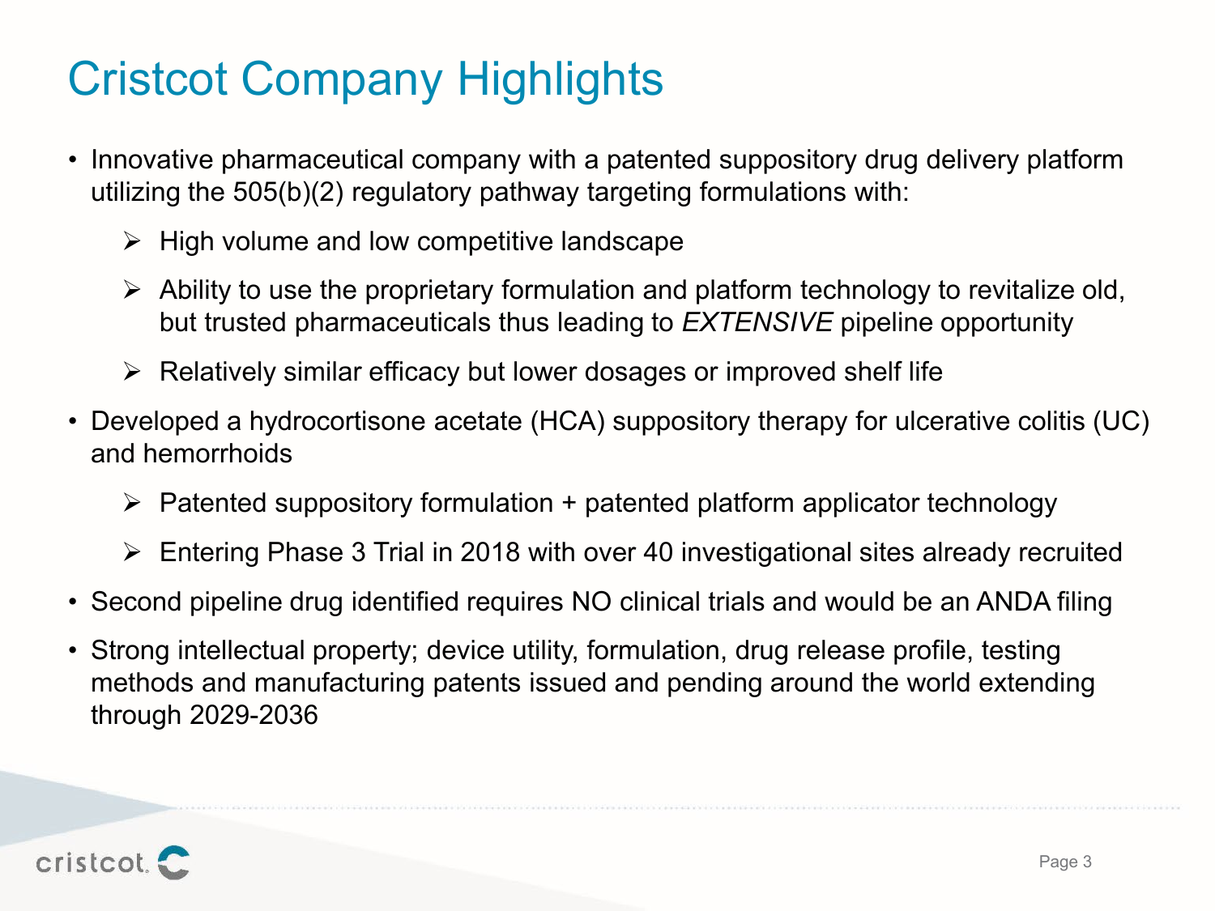# Cristcot Company Highlights

- Innovative pharmaceutical company with a patented suppository drug delivery platform utilizing the 505(b)(2) regulatory pathway targeting formulations with:
  - High volume and low competitive landscape
  - Ability to use the proprietary formulation and platform technology to revitalize old, but trusted pharmaceuticals thus leading to *EXTENSIVE* pipeline opportunity
  - Relatively similar efficacy but lower dosages or improved shelf life
- Developed a hydrocortisone acetate (HCA) suppository therapy for ulcerative colitis (UC) and hemorrhoids
  - Patented suppository formulation + patented platform applicator technology
  - Entering Phase 3 Trial in 2018 with over 40 investigational sites already recruited
- Second pipeline drug identified requires NO clinical trials and would be an ANDA filing
- Strong intellectual property; device utility, formulation, drug release profile, testing methods and manufacturing patents issued and pending around the world extending through 2029-2036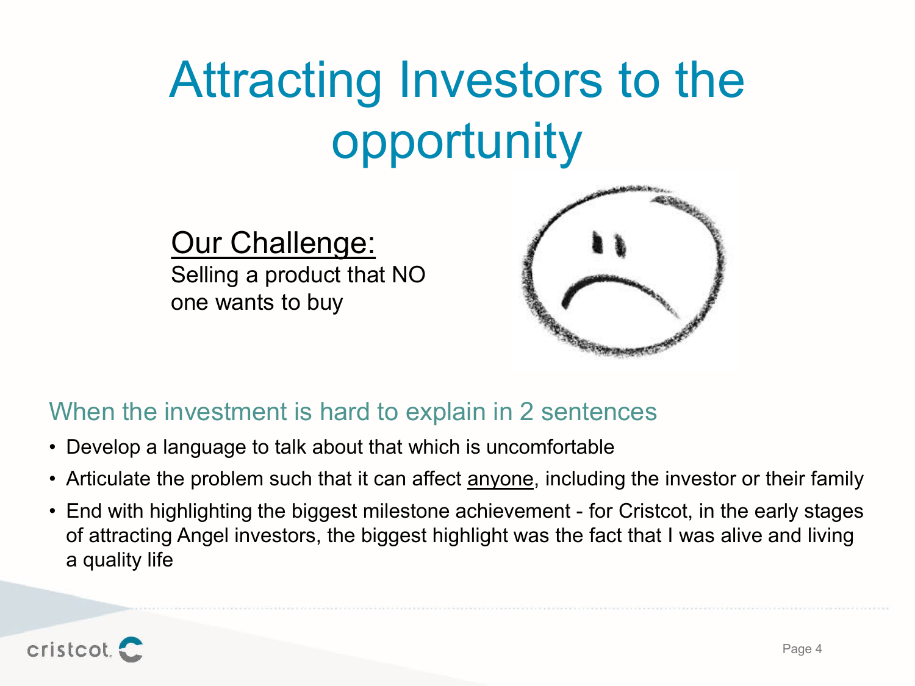# Attracting Investors to the opportunity

<u>Our Challenge:</u>
Selling a product that NO one wants to buy

## When the investment is hard to explain in 2 sentences

- Develop a language to talk about that which is uncomfortable
- Articulate the problem such that it can affect <u>anyone</u>, including the investor or their family
- End with highlighting the biggest milestone achievement - for Cristcot, in the early stages of attracting Angel investors, the biggest highlight was the fact that I was alive and living a quality life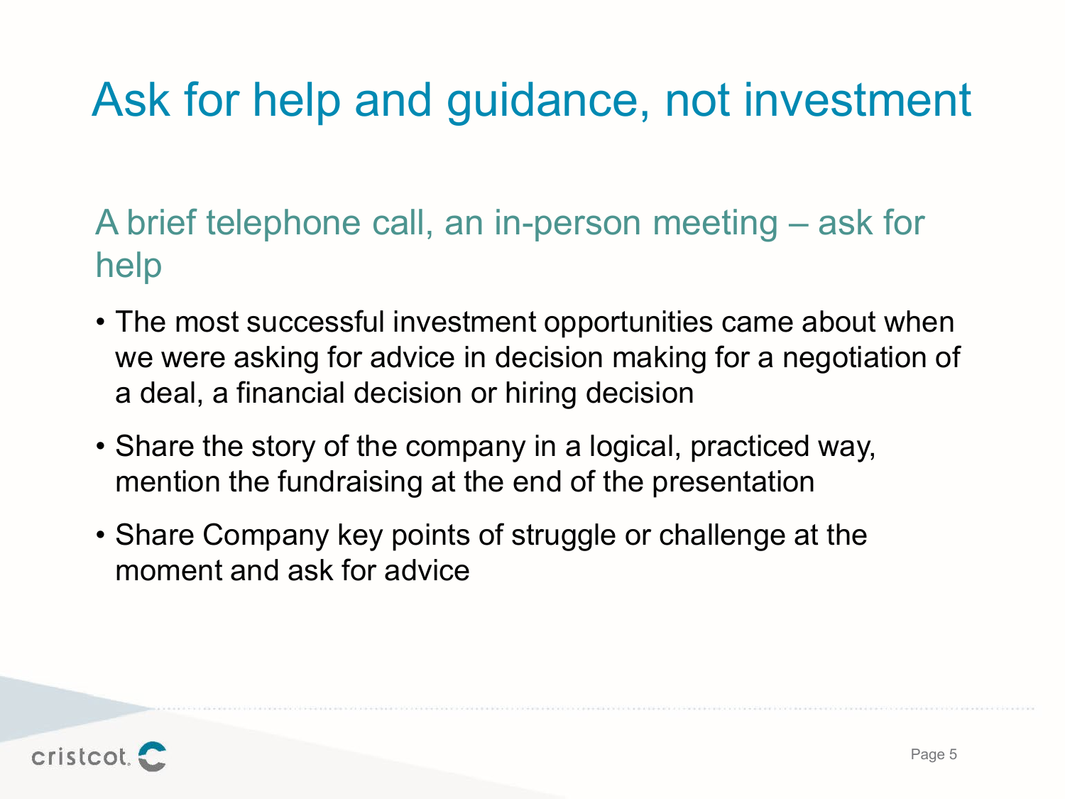# Ask for help and guidance, not investment

## A brief telephone call, an in-person meeting – ask for help

- The most successful investment opportunities came about when we were asking for advice in decision making for a negotiation of a deal, a financial decision or hiring decision
- Share the story of the company in a logical, practiced way, mention the fundraising at the end of the presentation
- Share Company key points of struggle or challenge at the moment and ask for advice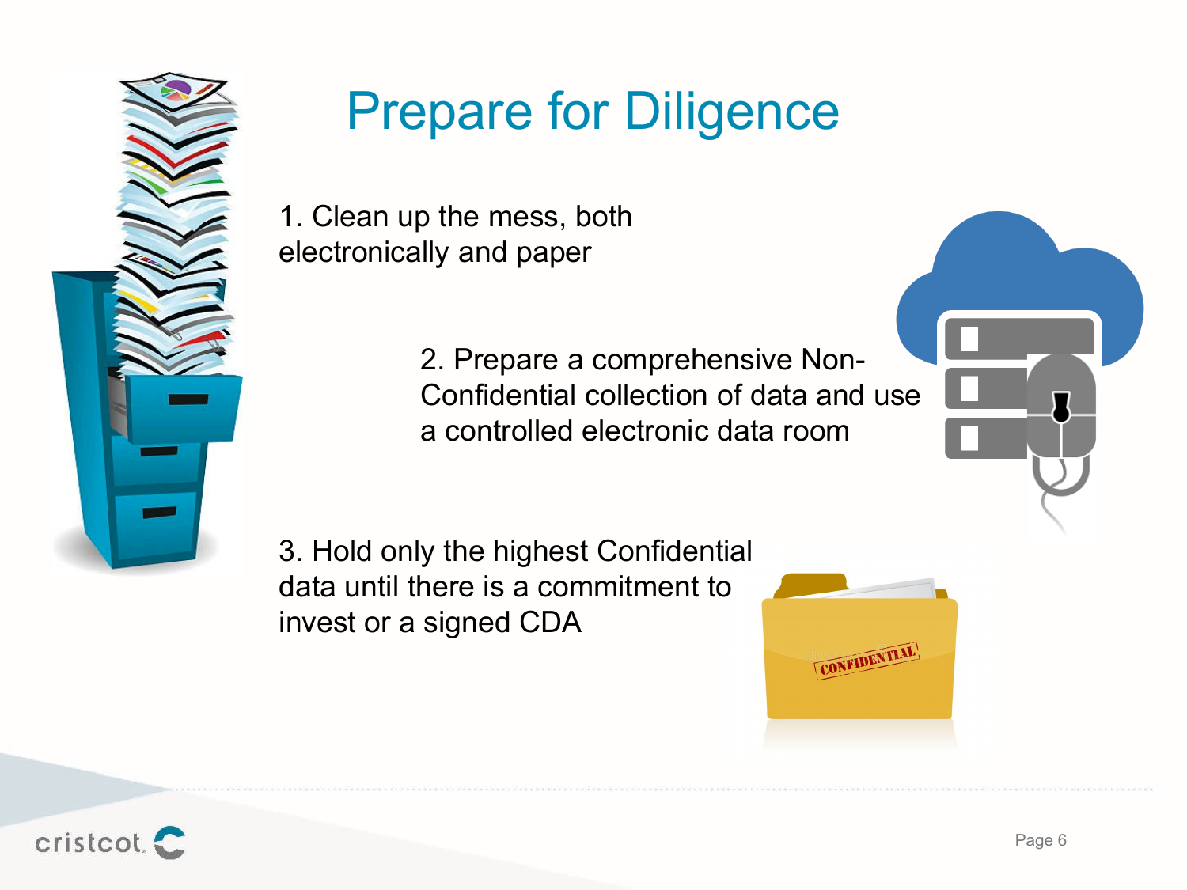# Prepare for Diligence

1. Clean up the mess, both electronically and paper

2. Prepare a comprehensive Non-Confidential collection of data and use a controlled electronic data room

3. Hold only the highest Confidential data until there is a commitment to invest or a signed CDA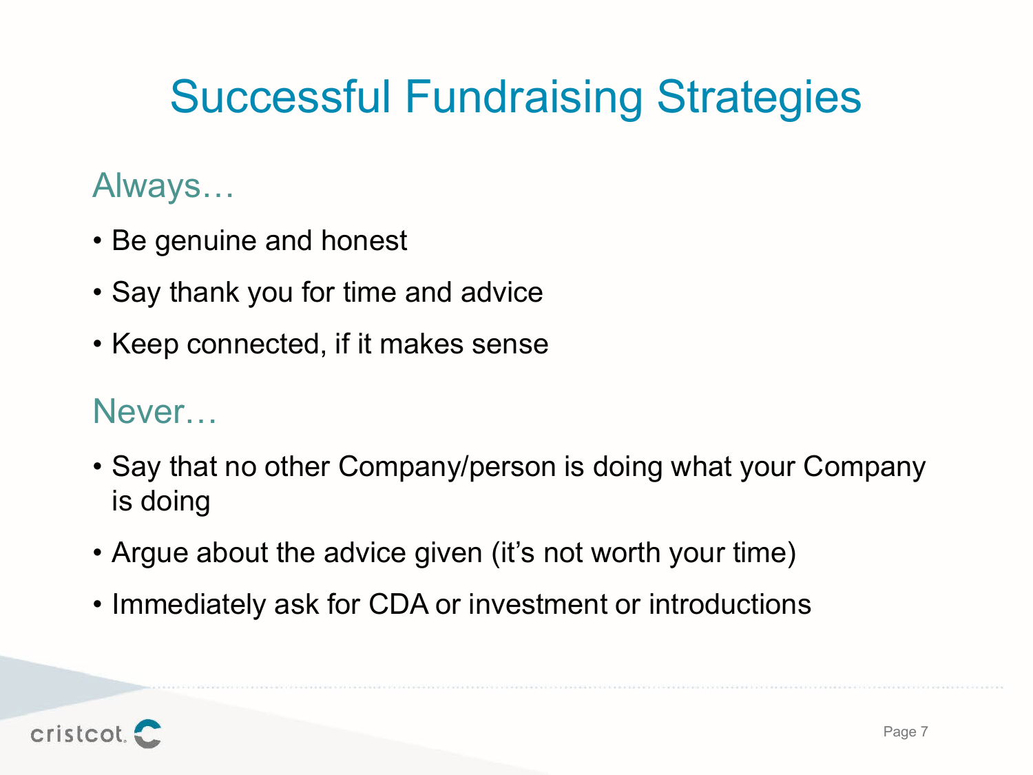# Successful Fundraising Strategies

## Always…

- Be genuine and honest
- Say thank you for time and advice
- Keep connected, if it makes sense

## Never…

- Say that no other Company/person is doing what your Company is doing
- Argue about the advice given (it's not worth your time)
- Immediately ask for CDA or investment or introductions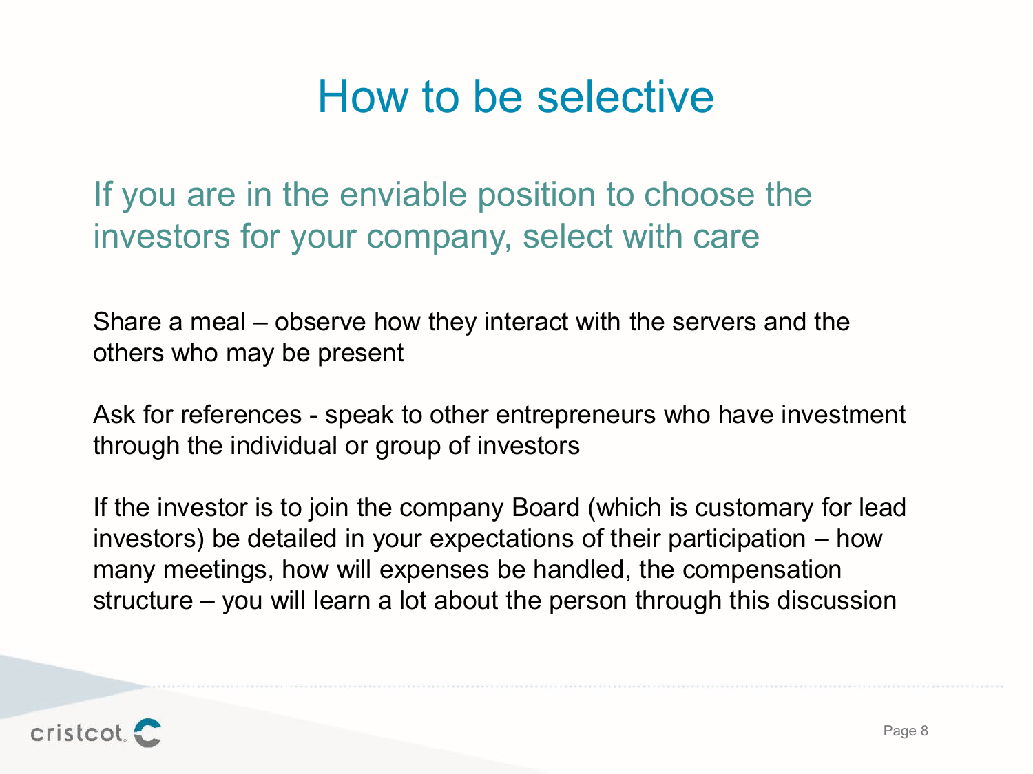# How to be selective

## If you are in the enviable position to choose the investors for your company, select with care

Share a meal – observe how they interact with the servers and the others who may be present

Ask for references - speak to other entrepreneurs who have investment through the individual or group of investors

If the investor is to join the company Board (which is customary for lead investors) be detailed in your expectations of their participation – how many meetings, how will expenses be handled, the compensation structure – you will learn a lot about the person through this discussion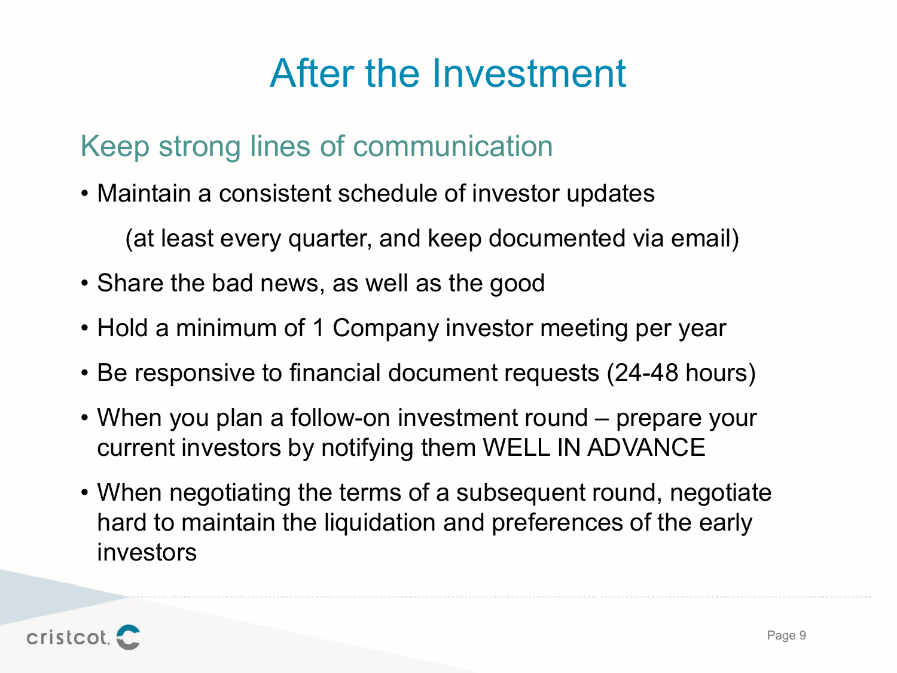# After the Investment

## Keep strong lines of communication

- Maintain a consistent schedule of investor updates

  (at least every quarter, and keep documented via email)

- Share the bad news, as well as the good
- Hold a minimum of 1 Company investor meeting per year
- Be responsive to financial document requests (24-48 hours)
- When you plan a follow-on investment round – prepare your current investors by notifying them WELL IN ADVANCE
- When negotiating the terms of a subsequent round, negotiate hard to maintain the liquidation and preferences of the early investors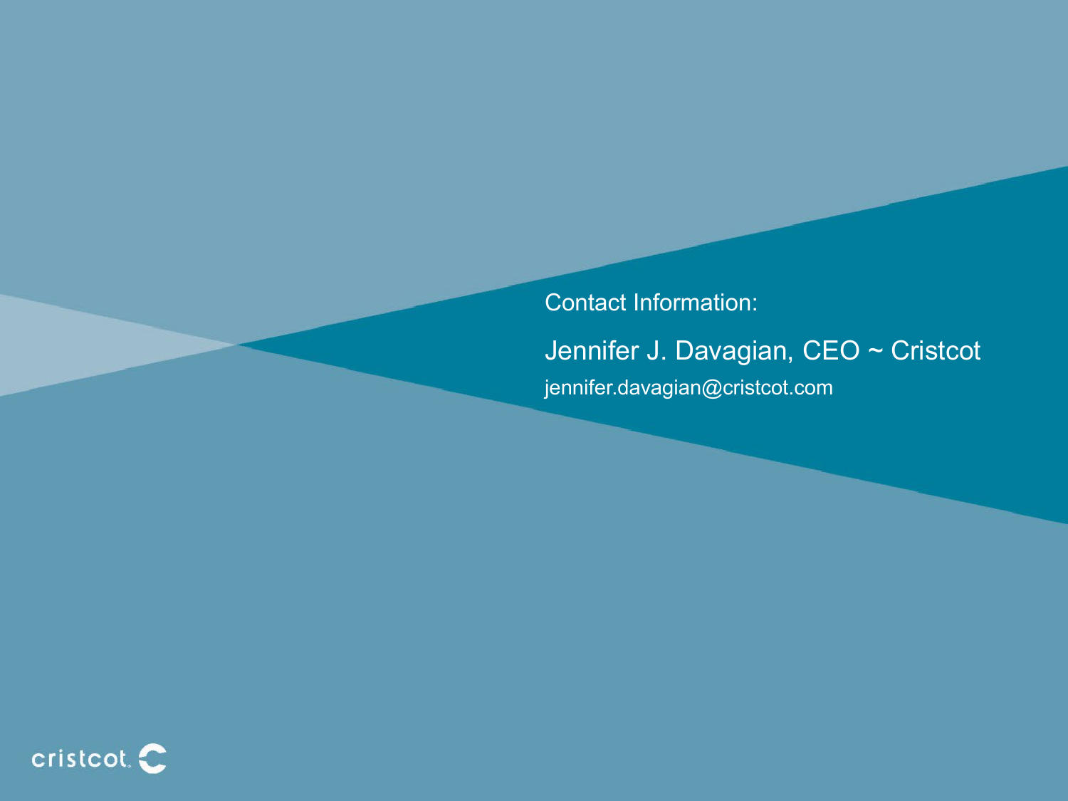Contact Information:

Jennifer J. Davagian, CEO ~ Cristcot

jennifer.davagian@cristcot.com

cristcot